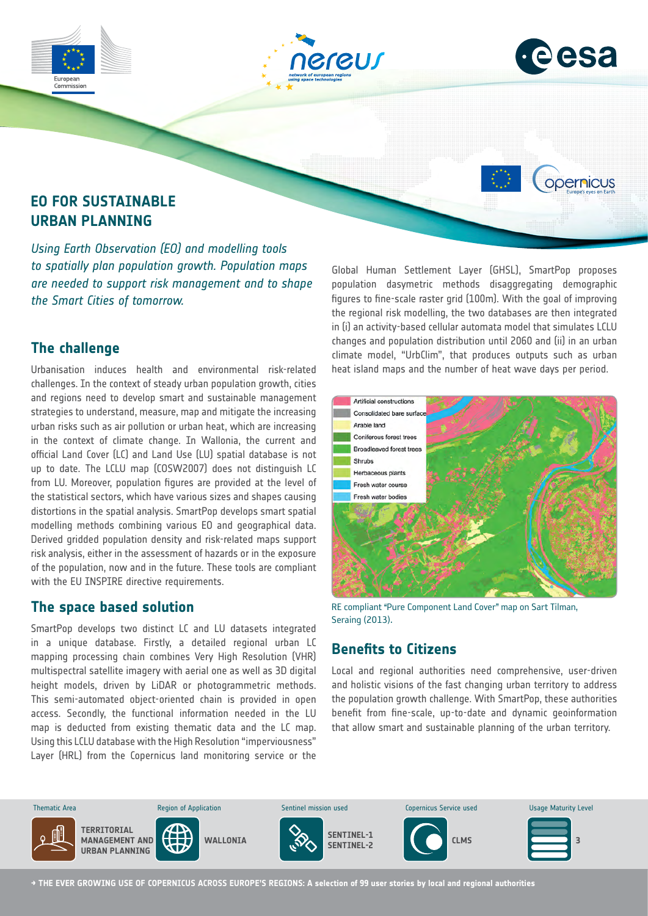# EO FOR SUSTAINABLE URBAN PLANNING

*Using Earth Observation (EO) and modelling tools to spatially plan population growth. Population maps are needed to support risk management and to shape the Smart Cities of tomorrow.*

## The challenge

Urbanisation induces health and environmental risk-related challenges. In the context of steady urban population growth, cities and regions need to develop smart and sustainable management strategies to understand, measure, map and mitigate the increasing urban risks such as air pollution or urban heat, which are increasing in the context of climate change. In Wallonia, the current and official Land Cover (LC) and Land Use (LU) spatial database is not up to date. The LCLU map (COSW2007) does not distinguish LC from LU. Moreover, population figures are provided at the level of the statistical sectors, which have various sizes and shapes causing distortions in the spatial analysis. SmartPop develops smart spatial modelling methods combining various EO and geographical data. Derived gridded population density and risk-related maps support risk analysis, either in the assessment of hazards or in the exposure of the population, now and in the future. These tools are compliant with the EU INSPIRE directive requirements.

## The space based solution

SmartPop develops two distinct LC and LU datasets integrated in a unique database. Firstly, a detailed regional urban LC mapping processing chain combines Very High Resolution (VHR) multispectral satellite imagery with aerial one as well as 3D digital height models, driven by LiDAR or photogrammetric methods. This semi-automated object-oriented chain is provided in open access. Secondly, the functional information needed in the LU map is deducted from existing thematic data and the LC map. Using this LCLU database with the High Resolution "imperviousness" Layer (HRL) from the Copernicus land monitoring service or the Global Human Settlement Layer (GHSL), SmartPop proposes population dasymetric methods disaggregating demographic figures to fine-scale raster grid (100m). With the goal of improving the regional risk modelling, the two databases are then integrated in (i) an activity-based cellular automata model that simulates LCLU changes and population distribution until 2060 and (ii) in an urban climate model, "UrbClim", that produces outputs such as urban heat island maps and the number of heat wave days per period.

RE compliant "Pure Component Land Cover" map on Sart Tilman, Seraing (2013).

## Benefits to Citizens

Local and regional authorities need comprehensive, user-driven and holistic visions of the fast changing urban territory to address the population growth challenge. With SmartPop, these authorities benefit from fine-scale, up-to-date and dynamic geoinformation that allow smart and sustainable planning of the urban territory.

| Thematic Area | Region of Application | Sentinel mission used | Copernicus Service used | Usage Maturity Level |
|---|---|---|---|---|
| TERRITORIAL MANAGEMENT AND URBAN PLANNING | WALLONIA | SENTINEL-1 SENTINEL-2 | CLMS | 3 |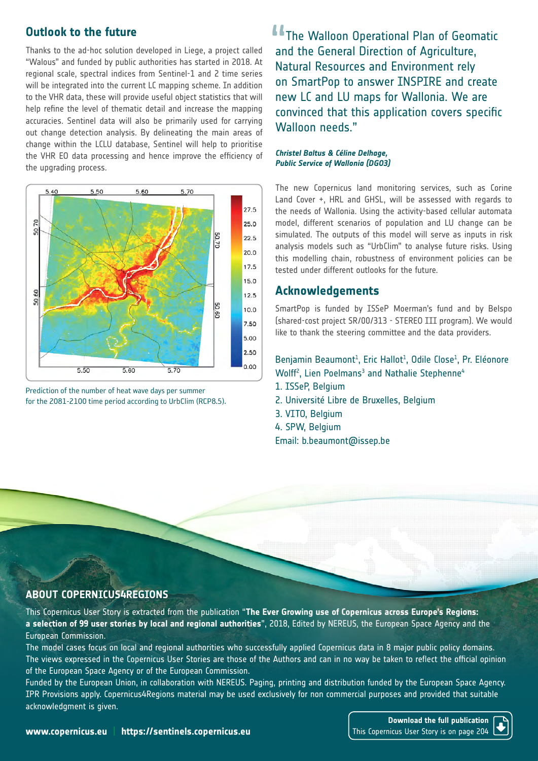## Outlook to the future

Thanks to the ad-hoc solution developed in Liege, a project called "Walous" and funded by public authorities has started in 2018. At regional scale, spectral indices from Sentinel-1 and 2 time series will be integrated into the current LC mapping scheme. In addition to the VHR data, these will provide useful object statistics that will help refine the level of thematic detail and increase the mapping accuracies. Sentinel data will also be primarily used for carrying out change detection analysis. By delineating the main areas of change within the LCLU database, Sentinel will help to prioritise the VHR EO data processing and hence improve the efficiency of the upgrading process.

5.40
5.50
5.60
5.70
50.70
50.60
27.5
25.0
22.5
20.0
17.5
15.0
12.5
10.0
7.50
5.00
2.50
0.00

Prediction of the number of heat wave days per summer for the 2081-2100 time period according to UrbClim (RCP8.5).

> "The Walloon Operational Plan of Geomatic and the General Direction of Agriculture, Natural Resources and Environment rely on SmartPop to answer INSPIRE and create new LC and LU maps for Wallonia. We are convinced that this application covers specific Walloon needs."
>
> ***Christel Baltus & Céline Delhage, Public Service of Wallonia (DGO3)***

The new Copernicus land monitoring services, such as Corine Land Cover +, HRL and GHSL, will be assessed with regards to the needs of Wallonia. Using the activity-based cellular automata model, different scenarios of population and LU change can be simulated. The outputs of this model will serve as inputs in risk analysis models such as "UrbClim" to analyse future risks. Using this modelling chain, robustness of environment policies can be tested under different outlooks for the future.

## Acknowledgements

SmartPop is funded by ISSeP Moerman's fund and by Belspo (shared-cost project SR/00/313 - STEREO III program). We would like to thank the steering committee and the data providers.

Benjamin Beaumont[1], Eric Hallot[1], Odile Close[1], Pr. Eléonore Wolff[2], Lien Poelmans[3] and Nathalie Stephenne[4]

1. ISSeP, Belgium
2. Université Libre de Bruxelles, Belgium
3. VITO, Belgium
4. SPW, Belgium

Email: b.beaumont@issep.be

## ABOUT COPERNICUS4REGIONS

This Copernicus User Story is extracted from the publication "**The Ever Growing use of Copernicus across Europe's Regions: a selection of 99 user stories by local and regional authorities**", 2018, Edited by NEREUS, the European Space Agency and the European Commission.
The model cases focus on local and regional authorities who successfully applied Copernicus data in 8 major public policy domains. The views expressed in the Copernicus User Stories are those of the Authors and can in no way be taken to reflect the official opinion of the European Space Agency or of the European Commission.
Funded by the European Union, in collaboration with NEREUS. Paging, printing and distribution funded by the European Space Agency. IPR Provisions apply. Copernicus4Regions material may be used exclusively for non commercial purposes and provided that suitable acknowledgment is given.

**www.copernicus.eu** | **https://sentinels.copernicus.eu**

**Download the full publication**
This Copernicus User Story is on page 204